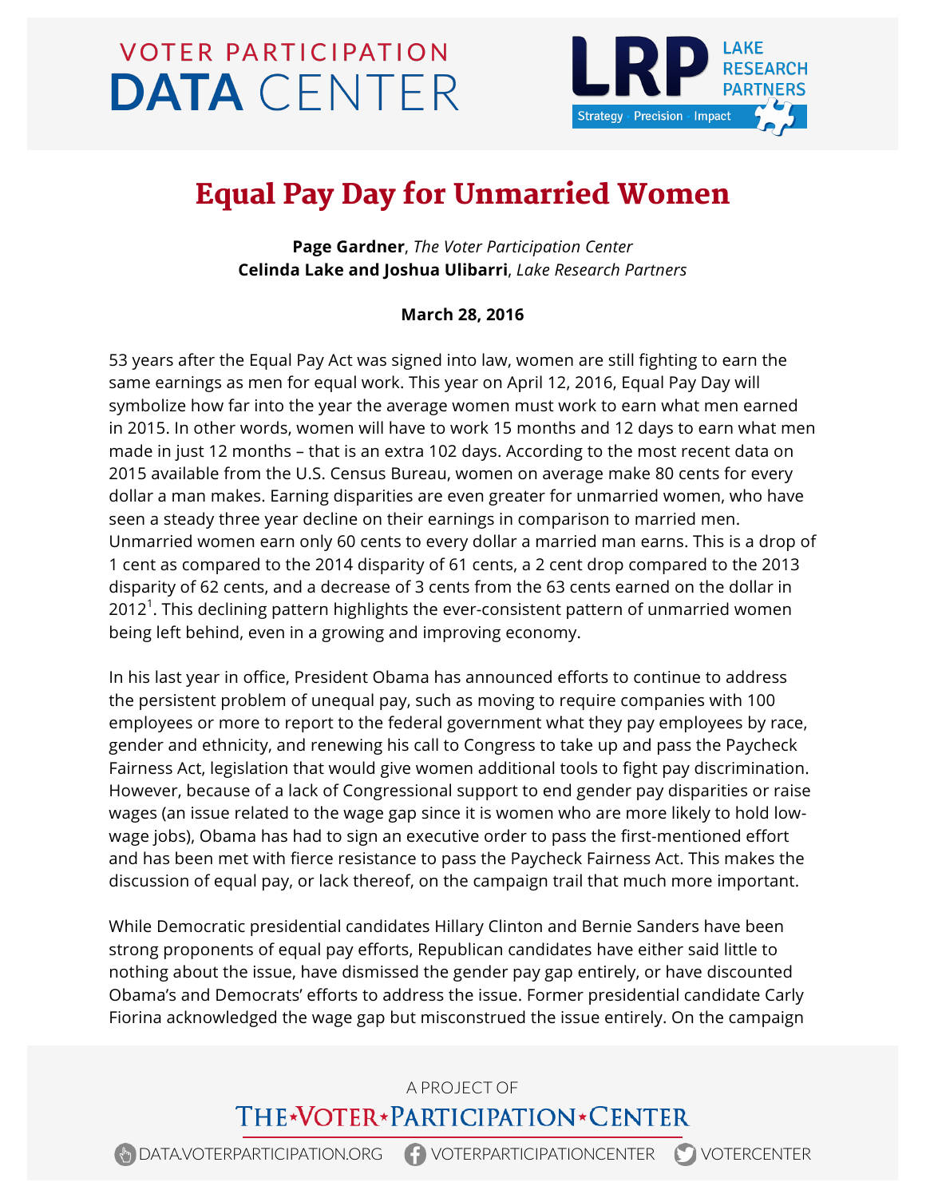# Equal Pay Day for Unmarried Women

**Page Gardner**, *The Voter Participation Center*
**Celinda Lake and Joshua Ulibarri**, *Lake Research Partners*

**March 28, 2016**

53 years after the Equal Pay Act was signed into law, women are still fighting to earn the same earnings as men for equal work. This year on April 12, 2016, Equal Pay Day will symbolize how far into the year the average women must work to earn what men earned in 2015. In other words, women will have to work 15 months and 12 days to earn what men made in just 12 months – that is an extra 102 days. According to the most recent data on 2015 available from the U.S. Census Bureau, women on average make 80 cents for every dollar a man makes. Earning disparities are even greater for unmarried women, who have seen a steady three year decline on their earnings in comparison to married men. Unmarried women earn only 60 cents to every dollar a married man earns. This is a drop of 1 cent as compared to the 2014 disparity of 61 cents, a 2 cent drop compared to the 2013 disparity of 62 cents, and a decrease of 3 cents from the 63 cents earned on the dollar in 2012[1]. This declining pattern highlights the ever-consistent pattern of unmarried women being left behind, even in a growing and improving economy.

In his last year in office, President Obama has announced efforts to continue to address the persistent problem of unequal pay, such as moving to require companies with 100 employees or more to report to the federal government what they pay employees by race, gender and ethnicity, and renewing his call to Congress to take up and pass the Paycheck Fairness Act, legislation that would give women additional tools to fight pay discrimination. However, because of a lack of Congressional support to end gender pay disparities or raise wages (an issue related to the wage gap since it is women who are more likely to hold low-wage jobs), Obama has had to sign an executive order to pass the first-mentioned effort and has been met with fierce resistance to pass the Paycheck Fairness Act. This makes the discussion of equal pay, or lack thereof, on the campaign trail that much more important.

While Democratic presidential candidates Hillary Clinton and Bernie Sanders have been strong proponents of equal pay efforts, Republican candidates have either said little to nothing about the issue, have dismissed the gender pay gap entirely, or have discounted Obama's and Democrats' efforts to address the issue. Former presidential candidate Carly Fiorina acknowledged the wage gap but misconstrued the issue entirely. On the campaign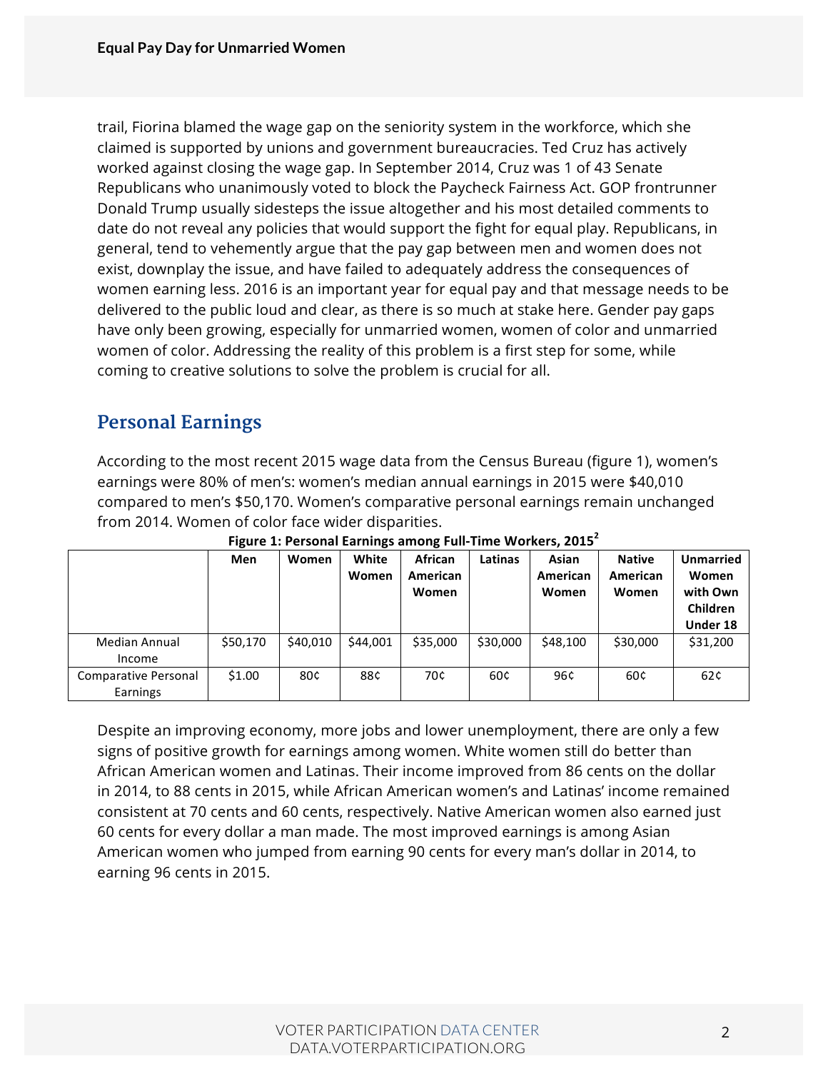trail, Fiorina blamed the wage gap on the seniority system in the workforce, which she claimed is supported by unions and government bureaucracies. Ted Cruz has actively worked against closing the wage gap. In September 2014, Cruz was 1 of 43 Senate Republicans who unanimously voted to block the Paycheck Fairness Act. GOP frontrunner Donald Trump usually sidesteps the issue altogether and his most detailed comments to date do not reveal any policies that would support the fight for equal play. Republicans, in general, tend to vehemently argue that the pay gap between men and women does not exist, downplay the issue, and have failed to adequately address the consequences of women earning less. 2016 is an important year for equal pay and that message needs to be delivered to the public loud and clear, as there is so much at stake here. Gender pay gaps have only been growing, especially for unmarried women, women of color and unmarried women of color. Addressing the reality of this problem is a first step for some, while coming to creative solutions to solve the problem is crucial for all.

## Personal Earnings

According to the most recent 2015 wage data from the Census Bureau (figure 1), women's earnings were 80% of men's: women's median annual earnings in 2015 were $40,010 compared to men's $50,170. Women's comparative personal earnings remain unchanged from 2014. Women of color face wider disparities.

**Figure 1: Personal Earnings among Full-Time Workers, 2015**[2]

| | Men | Women | White Women | African American Women | Latinas | Asian American Women | Native American Women | Unmarried Women with Own Children Under 18 |
|---|---|---|---|---|---|---|---|---|
| Median Annual Income | $50,170 | $40,010 | $44,001 | $35,000 | $30,000 | $48,100 | $30,000 | $31,200 |
| Comparative Personal Earnings | $1.00 | 80¢ | 88¢ | 70¢ | 60¢ | 96¢ | 60¢ | 62¢ |

Despite an improving economy, more jobs and lower unemployment, there are only a few signs of positive growth for earnings among women. White women still do better than African American women and Latinas. Their income improved from 86 cents on the dollar in 2014, to 88 cents in 2015, while African American women's and Latinas' income remained consistent at 70 cents and 60 cents, respectively. Native American women also earned just 60 cents for every dollar a man made. The most improved earnings is among Asian American women who jumped from earning 90 cents for every man's dollar in 2014, to earning 96 cents in 2015.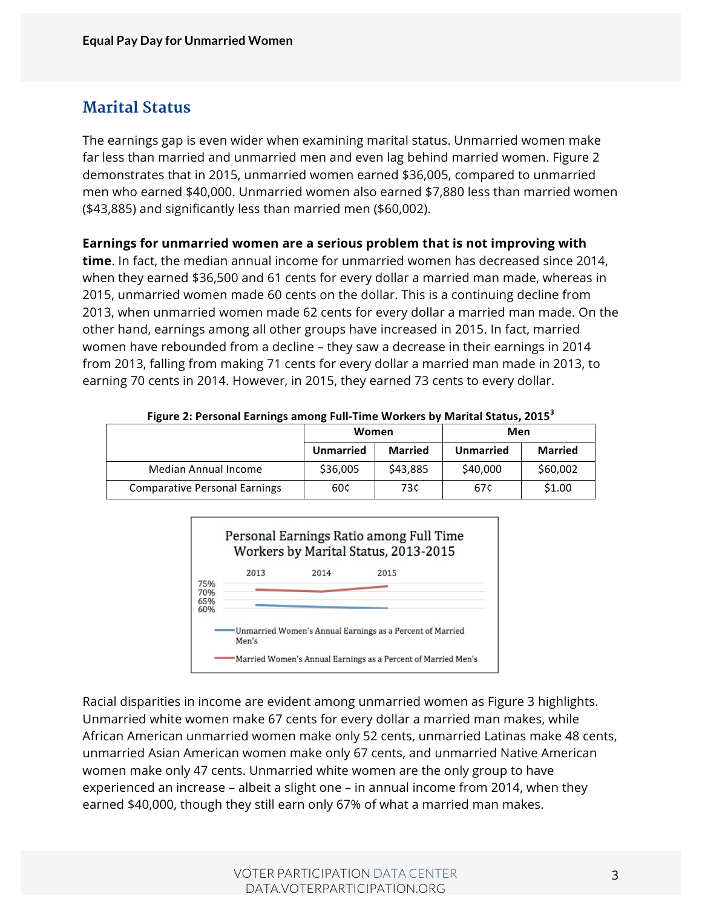## Marital Status

The earnings gap is even wider when examining marital status. Unmarried women make far less than married and unmarried men and even lag behind married women. Figure 2 demonstrates that in 2015, unmarried women earned $36,005, compared to unmarried men who earned $40,000. Unmarried women also earned $7,880 less than married women ($43,885) and significantly less than married men ($60,002).

**Earnings for unmarried women are a serious problem that is not improving with time**. In fact, the median annual income for unmarried women has decreased since 2014, when they earned $36,500 and 61 cents for every dollar a married man made, whereas in 2015, unmarried women made 60 cents on the dollar. This is a continuing decline from 2013, when unmarried women made 62 cents for every dollar a married man made. On the other hand, earnings among all other groups have increased in 2015. In fact, married women have rebounded from a decline – they saw a decrease in their earnings in 2014 from 2013, falling from making 71 cents for every dollar a married man made in 2013, to earning 70 cents in 2014. However, in 2015, they earned 73 cents to every dollar.

**Figure 2: Personal Earnings among Full-Time Workers by Marital Status, 2015**[3]

| | Women | | Men | |
|---|---|---|---|---|
| | Unmarried | Married | Unmarried | Married |
| Median Annual Income | $36,005 | $43,885 | $40,000 | $60,002 |
| Comparative Personal Earnings | 60¢ | 73¢ | 67¢ | $1.00 |

Racial disparities in income are evident among unmarried women as Figure 3 highlights. Unmarried white women make 67 cents for every dollar a married man makes, while African American unmarried women make only 52 cents, unmarried Latinas make 48 cents, unmarried Asian American women make only 67 cents, and unmarried Native American women make only 47 cents. Unmarried white women are the only group to have experienced an increase – albeit a slight one – in annual income from 2014, when they earned $40,000, though they still earn only 67% of what a married man makes.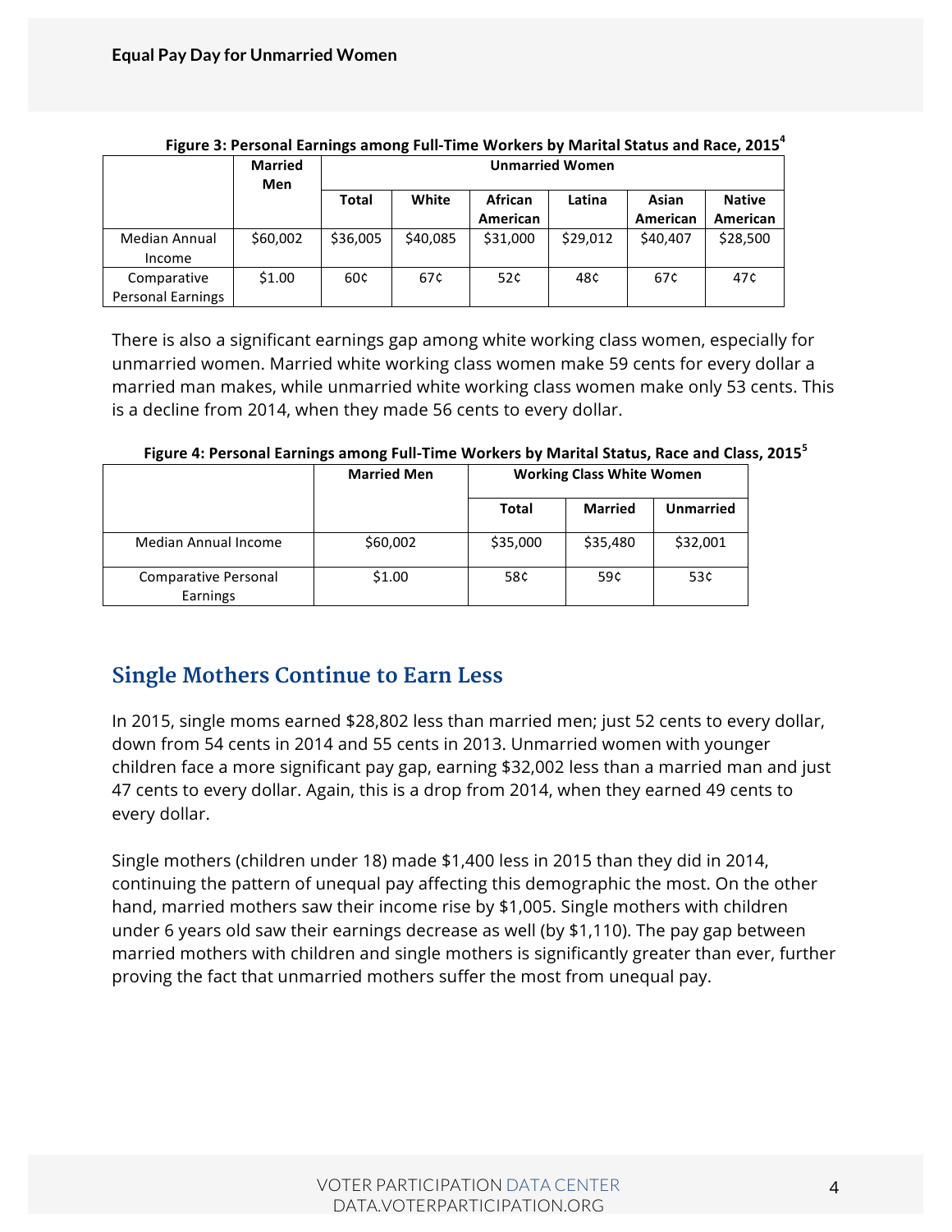**Figure 3: Personal Earnings among Full-Time Workers by Marital Status and Race, 2015**[4]

| | Married Men | Unmarried Women | | | | | |
|---|---|---|---|---|---|---|---|
| | | Total | White | African American | Latina | Asian American | Native American |
| Median Annual Income | $60,002 | $36,005 | $40,085 | $31,000 | $29,012 | $40,407 | $28,500 |
| Comparative Personal Earnings | $1.00 | 60¢ | 67¢ | 52¢ | 48¢ | 67¢ | 47¢ |

There is also a significant earnings gap among white working class women, especially for unmarried women. Married white working class women make 59 cents for every dollar a married man makes, while unmarried white working class women make only 53 cents. This is a decline from 2014, when they made 56 cents to every dollar.

**Figure 4: Personal Earnings among Full-Time Workers by Marital Status, Race and Class, 2015**[5]

| | Married Men | Working Class White Women | | |
|---|---|---|---|---|
| | | Total | Married | Unmarried |
| Median Annual Income | $60,002 | $35,000 | $35,480 | $32,001 |
| Comparative Personal Earnings | $1.00 | 58¢ | 59¢ | 53¢ |

## Single Mothers Continue to Earn Less

In 2015, single moms earned $28,802 less than married men; just 52 cents to every dollar, down from 54 cents in 2014 and 55 cents in 2013. Unmarried women with younger children face a more significant pay gap, earning $32,002 less than a married man and just 47 cents to every dollar. Again, this is a drop from 2014, when they earned 49 cents to every dollar.

Single mothers (children under 18) made $1,400 less in 2015 than they did in 2014, continuing the pattern of unequal pay affecting this demographic the most. On the other hand, married mothers saw their income rise by $1,005. Single mothers with children under 6 years old saw their earnings decrease as well (by $1,110). The pay gap between married mothers with children and single mothers is significantly greater than ever, further proving the fact that unmarried mothers suffer the most from unequal pay.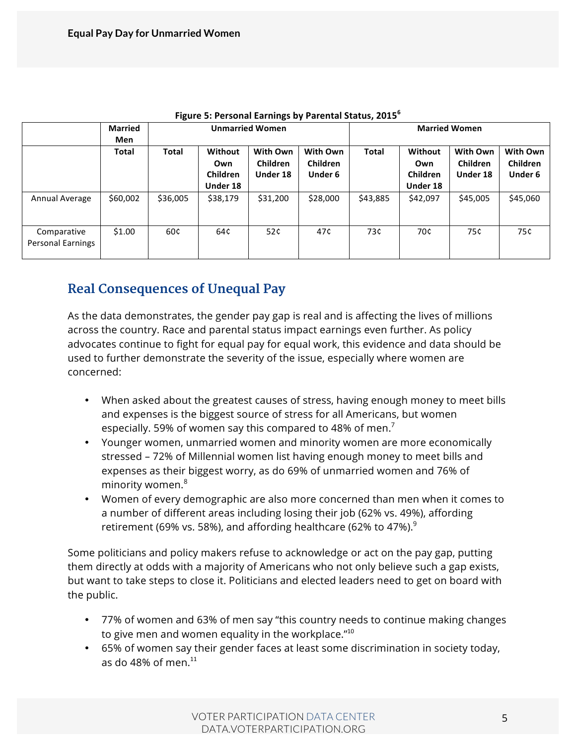**Figure 5: Personal Earnings by Parental Status, 2015**[6]

| | Married Men | Unmarried Women | | | | Married Women | | | |
|---|---|---|---|---|---|---|---|---|---|
| | Total | Total | Without Own Children Under 18 | With Own Children Under 18 | With Own Children Under 6 | Total | Without Own Children Under 18 | With Own Children Under 18 | With Own Children Under 6 |
| Annual Average | $60,002 | $36,005 | $38,179 | $31,200 | $28,000 | $43,885 | $42,097 | $45,005 | $45,060 |
| Comparative Personal Earnings | $1.00 | 60¢ | 64¢ | 52¢ | 47¢ | 73¢ | 70¢ | 75¢ | 75¢ |

## Real Consequences of Unequal Pay

As the data demonstrates, the gender pay gap is real and is affecting the lives of millions across the country. Race and parental status impact earnings even further. As policy advocates continue to fight for equal pay for equal work, this evidence and data should be used to further demonstrate the severity of the issue, especially where women are concerned:

- When asked about the greatest causes of stress, having enough money to meet bills and expenses is the biggest source of stress for all Americans, but women especially. 59% of women say this compared to 48% of men.[7]
- Younger women, unmarried women and minority women are more economically stressed – 72% of Millennial women list having enough money to meet bills and expenses as their biggest worry, as do 69% of unmarried women and 76% of minority women.[8]
- Women of every demographic are also more concerned than men when it comes to a number of different areas including losing their job (62% vs. 49%), affording retirement (69% vs. 58%), and affording healthcare (62% to 47%).[9]

Some politicians and policy makers refuse to acknowledge or act on the pay gap, putting them directly at odds with a majority of Americans who not only believe such a gap exists, but want to take steps to close it. Politicians and elected leaders need to get on board with the public.

- 77% of women and 63% of men say "this country needs to continue making changes to give men and women equality in the workplace."[10]
- 65% of women say their gender faces at least some discrimination in society today, as do 48% of men.[11]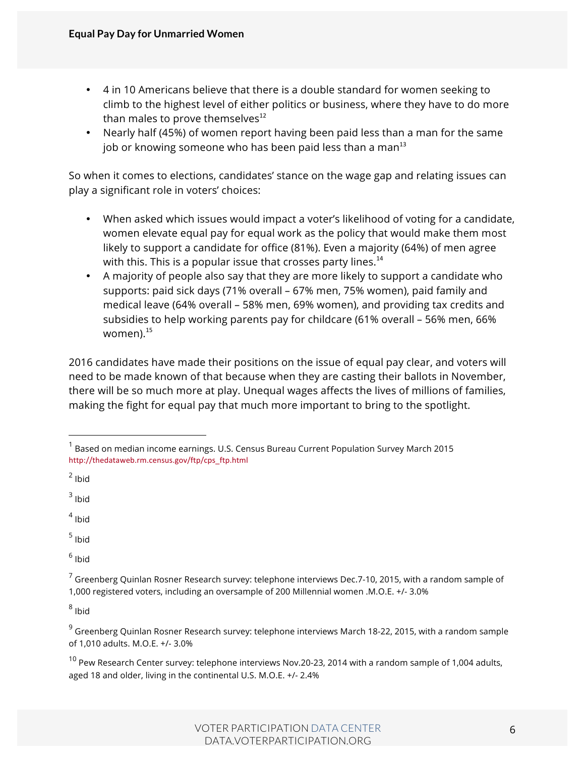- 4 in 10 Americans believe that there is a double standard for women seeking to climb to the highest level of either politics or business, where they have to do more than males to prove themselves[12]
- Nearly half (45%) of women report having been paid less than a man for the same job or knowing someone who has been paid less than a man[13]

So when it comes to elections, candidates' stance on the wage gap and relating issues can play a significant role in voters' choices:

- When asked which issues would impact a voter's likelihood of voting for a candidate, women elevate equal pay for equal work as the policy that would make them most likely to support a candidate for office (81%). Even a majority (64%) of men agree with this. This is a popular issue that crosses party lines.[14]
- A majority of people also say that they are more likely to support a candidate who supports: paid sick days (71% overall – 67% men, 75% women), paid family and medical leave (64% overall – 58% men, 69% women), and providing tax credits and subsidies to help working parents pay for childcare (61% overall – 56% men, 66% women).[15]

2016 candidates have made their positions on the issue of equal pay clear, and voters will need to be made known of that because when they are casting their ballots in November, there will be so much more at play. Unequal wages affects the lives of millions of families, making the fight for equal pay that much more important to bring to the spotlight.

---

[1] Based on median income earnings. U.S. Census Bureau Current Population Survey March 2015 http://thedataweb.rm.census.gov/ftp/cps_ftp.html

[2] Ibid

[3] Ibid

[4] Ibid

[5] Ibid

[6] Ibid

[7] Greenberg Quinlan Rosner Research survey: telephone interviews Dec.7-10, 2015, with a random sample of 1,000 registered voters, including an oversample of 200 Millennial women .M.O.E. +/- 3.0%

[8] Ibid

[9] Greenberg Quinlan Rosner Research survey: telephone interviews March 18-22, 2015, with a random sample of 1,010 adults. M.O.E. +/- 3.0%

[10] Pew Research Center survey: telephone interviews Nov.20-23, 2014 with a random sample of 1,004 adults, aged 18 and older, living in the continental U.S. M.O.E. +/- 2.4%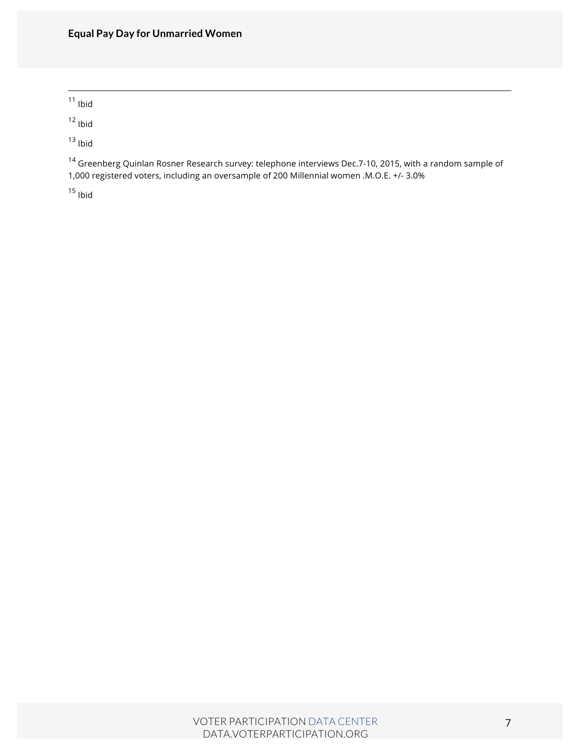[11] Ibid

[12] Ibid

[13] Ibid

[14] Greenberg Quinlan Rosner Research survey: telephone interviews Dec.7-10, 2015, with a random sample of 1,000 registered voters, including an oversample of 200 Millennial women .M.O.E. +/- 3.0%

[15] Ibid